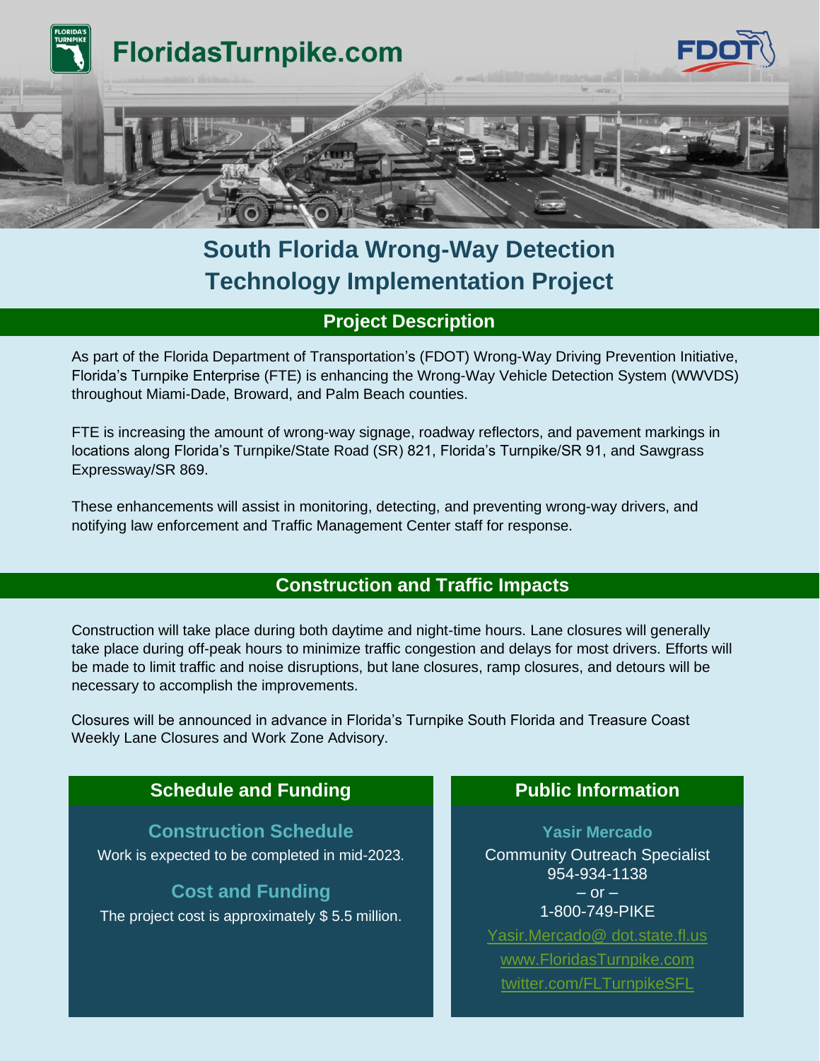FloridasTurnpike.com

# South Florida Wrong-Way Detection Technology Implementation Project

## Project Description

As part of the Florida Department of Transportation's (FDOT) Wrong-Way Driving Prevention Initiative, Florida's Turnpike Enterprise (FTE) is enhancing the Wrong-Way Vehicle Detection System (WWVDS) throughout Miami-Dade, Broward, and Palm Beach counties.

FTE is increasing the amount of wrong-way signage, roadway reflectors, and pavement markings in locations along Florida's Turnpike/State Road (SR) 821, Florida's Turnpike/SR 91, and Sawgrass Expressway/SR 869.

These enhancements will assist in monitoring, detecting, and preventing wrong-way drivers, and notifying law enforcement and Traffic Management Center staff for response.

## Construction and Traffic Impacts

Construction will take place during both daytime and night-time hours. Lane closures will generally take place during off-peak hours to minimize traffic congestion and delays for most drivers. Efforts will be made to limit traffic and noise disruptions, but lane closures, ramp closures, and detours will be necessary to accomplish the improvements.

Closures will be announced in advance in Florida's Turnpike South Florida and Treasure Coast Weekly Lane Closures and Work Zone Advisory.

## Schedule and Funding

### Construction Schedule

Work is expected to be completed in mid-2023.

### Cost and Funding

The project cost is approximately $ 5.5 million.

## Public Information

**Yasir Mercado**

Community Outreach Specialist
954-934-1138
– or –
1-800-749-PIKE

Yasir.Mercado@ dot.state.fl.us
www.FloridasTurnpike.com
twitter.com/FLTurnpikeSFL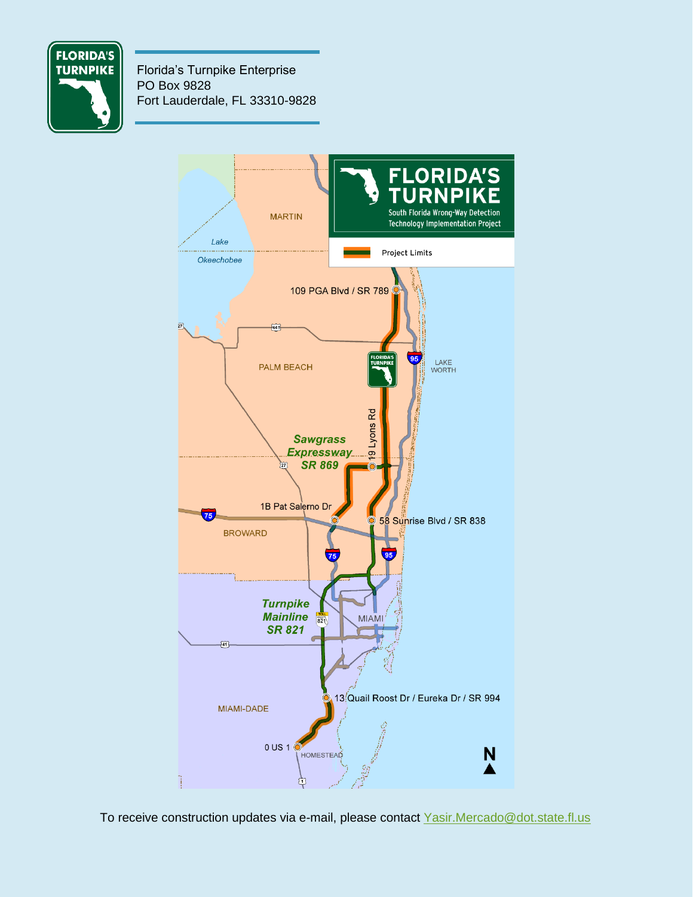FLORIDA'S TURNPIKE

Florida's Turnpike Enterprise
PO Box 9828
Fort Lauderdale, FL 33310-9828

FLORIDA'S TURNPIKE
South Florida Wrong-Way Detection Technology Implementation Project

Project Limits

MARTIN

Lake Okeechobee

109 PGA Blvd / SR 789

PALM BEACH

LAKE WORTH

19 Lyons Rd

Sawgrass Expressway SR 869

1B Pat Salerno Dr

58 Sunrise Blvd / SR 838

BROWARD

Turnpike Mainline SR 821

MIAMI

13 Quail Roost Dr / Eureka Dr / SR 994

MIAMI-DADE

0 US 1

HOMESTEAD

N

To receive construction updates via e-mail, please contact Yasir.Mercado@dot.state.fl.us